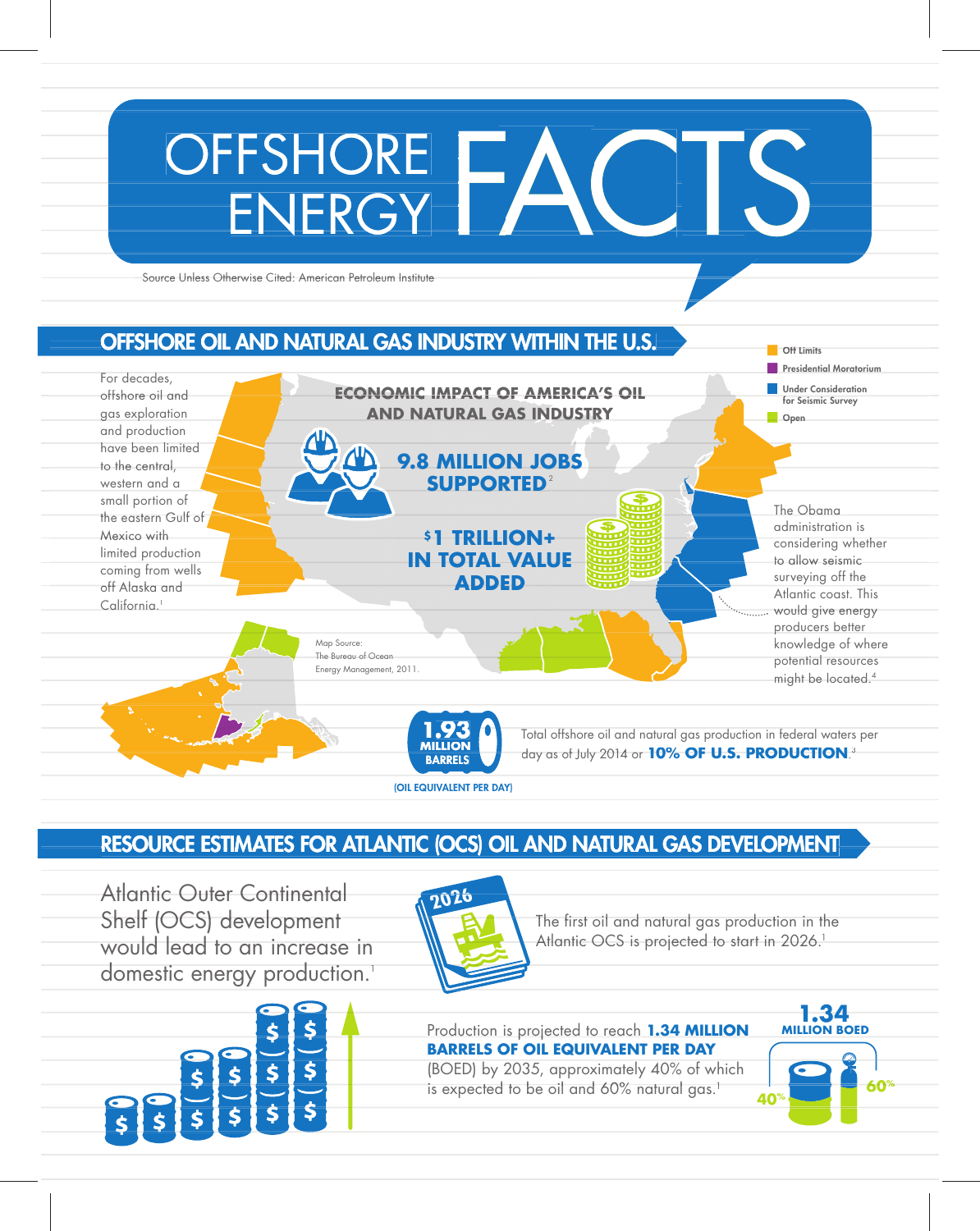# OFFSHORE ENERGY FACTS

Source Unless Otherwise Cited: American Petroleum Institute

## OFFSHORE OIL AND NATURAL GAS INDUSTRY WITHIN THE U.S.

For decades, offshore oil and gas exploration and production have been limited to the central, western and a small portion of the eastern Gulf of Mexico with limited production coming from wells off Alaska and California.[1]

Off Limits

Presidential Moratorium

Under Consideration for Seismic Survey

Open

### ECONOMIC IMPACT OF AMERICA'S OIL AND NATURAL GAS INDUSTRY

**9.8 MILLION JOBS SUPPORTED**[2]

**$1 TRILLION+ IN TOTAL VALUE ADDED**

The Obama administration is considering whether to allow seismic surveying off the Atlantic coast. This would give energy producers better knowledge of where potential resources might be located.[4]

Map Source: The Bureau of Ocean Energy Management, 2011.

**1.93 MILLION BARRELS** (OIL EQUIVALENT PER DAY)

Total offshore oil and natural gas production in federal waters per day as of July 2014 or **10% OF U.S. PRODUCTION**.[3]

## RESOURCE ESTIMATES FOR ATLANTIC (OCS) OIL AND NATURAL GAS DEVELOPMENT

Atlantic Outer Continental Shelf (OCS) development would lead to an increase in domestic energy production.[1]

2026

The first oil and natural gas production in the Atlantic OCS is projected to start in 2026.[1]

Production is projected to reach **1.34 MILLION BARRELS OF OIL EQUIVALENT PER DAY** (BOED) by 2035, approximately 40% of which is expected to be oil and 60% natural gas.[1]

**1.34 MILLION BOED**

40%

60%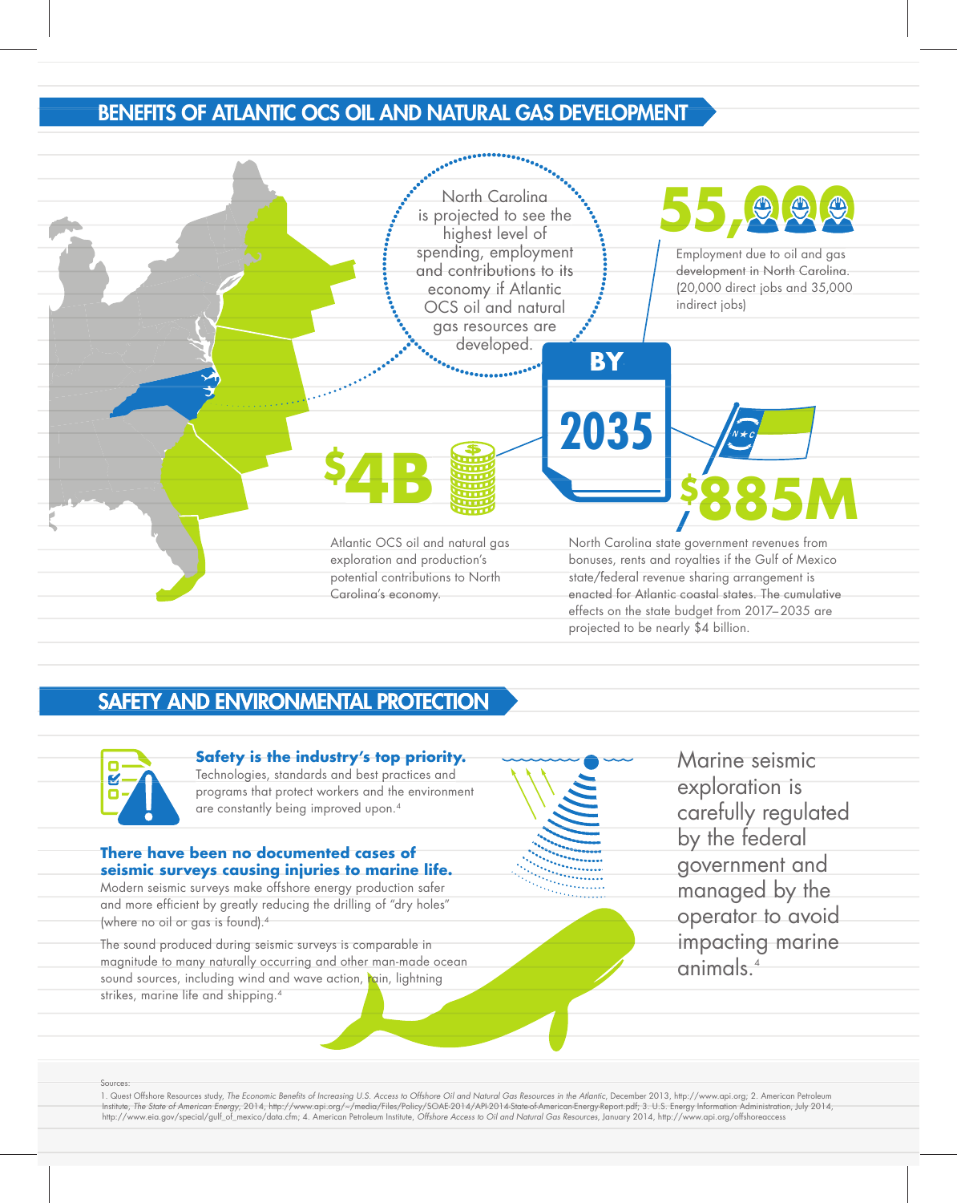## BENEFITS OF ATLANTIC OCS OIL AND NATURAL GAS DEVELOPMENT

North Carolina is projected to see the highest level of spending, employment and contributions to its economy if Atlantic OCS oil and natural gas resources are developed.

**BY 2035**

**55,000**

Employment due to oil and gas development in North Carolina. (20,000 direct jobs and 35,000 indirect jobs)

**$4B**

Atlantic OCS oil and natural gas exploration and production's potential contributions to North Carolina's economy.

**$885M**

North Carolina state government revenues from bonuses, rents and royalties if the Gulf of Mexico state/federal revenue sharing arrangement is enacted for Atlantic coastal states. The cumulative effects on the state budget from 2017–2035 are projected to be nearly $4 billion.

## SAFETY AND ENVIRONMENTAL PROTECTION

**Safety is the industry's top priority.**
Technologies, standards and best practices and programs that protect workers and the environment are constantly being improved upon.[4]

**There have been no documented cases of seismic surveys causing injuries to marine life.**
Modern seismic surveys make offshore energy production safer and more efficient by greatly reducing the drilling of "dry holes" (where no oil or gas is found).[4]

The sound produced during seismic surveys is comparable in magnitude to many naturally occurring and other man-made ocean sound sources, including wind and wave action, rain, lightning strikes, marine life and shipping.[4]

Marine seismic exploration is carefully regulated by the federal government and managed by the operator to avoid impacting marine animals.[4]

Sources:
1. Quest Offshore Resources study, *The Economic Benefits of Increasing U.S. Access to Offshore Oil and Natural Gas Resources in the Atlantic*, December 2013, http://www.api.org; 2. American Petroleum Institute, *The State of American Energy*, 2014, http://www.api.org/~/media/Files/Policy/SOAE-2014/API-2014-State-of-American-Energy-Report.pdf; 3. U.S. Energy Information Administration, July 2014, http://www.eia.gov/special/gulf_of_mexico/data.cfm; 4. American Petroleum Institute, *Offshore Access to Oil and Natural Gas Resources*, January 2014, http://www.api.org/offshoreaccess